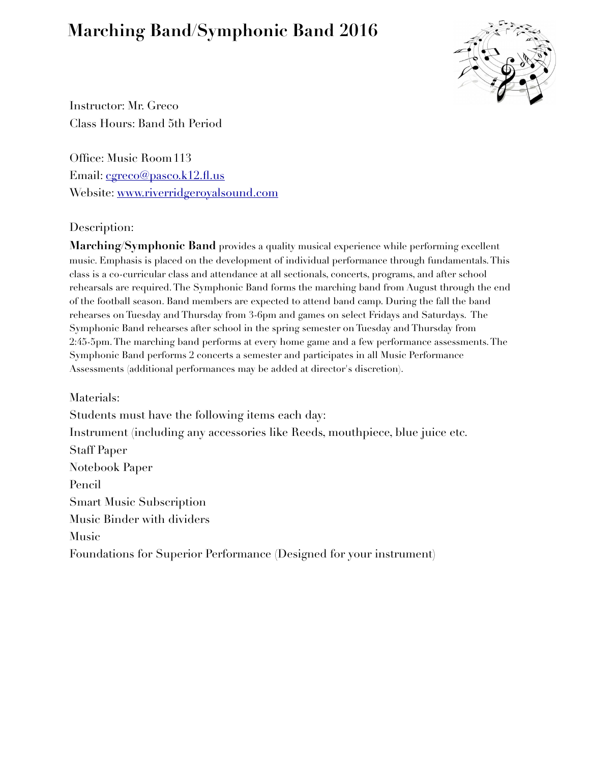# Marching Band/Symphonic Band 2016

Instructor: Mr. Greco
Class Hours: Band 5th Period

Office: Music Room 113
Email: [cgreco@pasco.k12.fl.us](mailto:cgreco@pasco.k12.fl.us)
Website: [www.riverridgeroyalsound.com](http://www.riverridgeroyalsound.com)

Description:

**Marching/Symphonic Band** provides a quality musical experience while performing excellent music. Emphasis is placed on the development of individual performance through fundamentals. This class is a co-curricular class and attendance at all sectionals, concerts, programs, and after school rehearsals are required. The Symphonic Band forms the marching band from August through the end of the football season. Band members are expected to attend band camp. During the fall the band rehearses on Tuesday and Thursday from 3-6pm and games on select Fridays and Saturdays. The Symphonic Band rehearses after school in the spring semester on Tuesday and Thursday from 2:45-5pm. The marching band performs at every home game and a few performance assessments. The Symphonic Band performs 2 concerts a semester and participates in all Music Performance Assessments (additional performances may be added at director's discretion).

Materials:

Students must have the following items each day:

Instrument (including any accessories like Reeds, mouthpiece, blue juice etc.

Staff Paper

Notebook Paper

Pencil

Smart Music Subscription

Music Binder with dividers

Music

Foundations for Superior Performance (Designed for your instrument)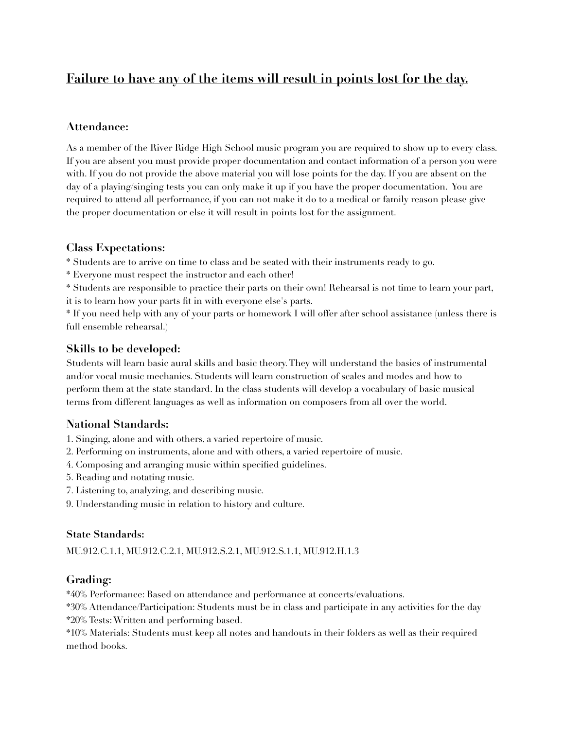**<u>Failure to have any of the items will result in points lost for the day.</u>**

### Attendance:

As a member of the River Ridge High School music program you are required to show up to every class. If you are absent you must provide proper documentation and contact information of a person you were with. If you do not provide the above material you will lose points for the day. If you are absent on the day of a playing/singing tests you can only make it up if you have the proper documentation. You are required to attend all performance, if you can not make it do to a medical or family reason please give the proper documentation or else it will result in points lost for the assignment.

### Class Expectations:

* Students are to arrive on time to class and be seated with their instruments ready to go.
* Everyone must respect the instructor and each other!
* Students are responsible to practice their parts on their own! Rehearsal is not time to learn your part, it is to learn how your parts fit in with everyone else's parts.
* If you need help with any of your parts or homework I will offer after school assistance (unless there is full ensemble rehearsal.)

### Skills to be developed:

Students will learn basic aural skills and basic theory. They will understand the basics of instrumental and/or vocal music mechanics. Students will learn construction of scales and modes and how to perform them at the state standard. In the class students will develop a vocabulary of basic musical terms from different languages as well as information on composers from all over the world.

### National Standards:

1. Singing, alone and with others, a varied repertoire of music.
2. Performing on instruments, alone and with others, a varied repertoire of music.
4. Composing and arranging music within specified guidelines.
5. Reading and notating music.
7. Listening to, analyzing, and describing music.
9. Understanding music in relation to history and culture.

#### State Standards:

MU.912.C.1.1, MU.912.C.2.1, MU.912.S.2.1, MU.912.S.1.1, MU.912.H.1.3

### Grading:

*40% Performance: Based on attendance and performance at concerts/evaluations.
*30% Attendance/Participation: Students must be in class and participate in any activities for the day
*20% Tests: Written and performing based.
*10% Materials: Students must keep all notes and handouts in their folders as well as their required method books.